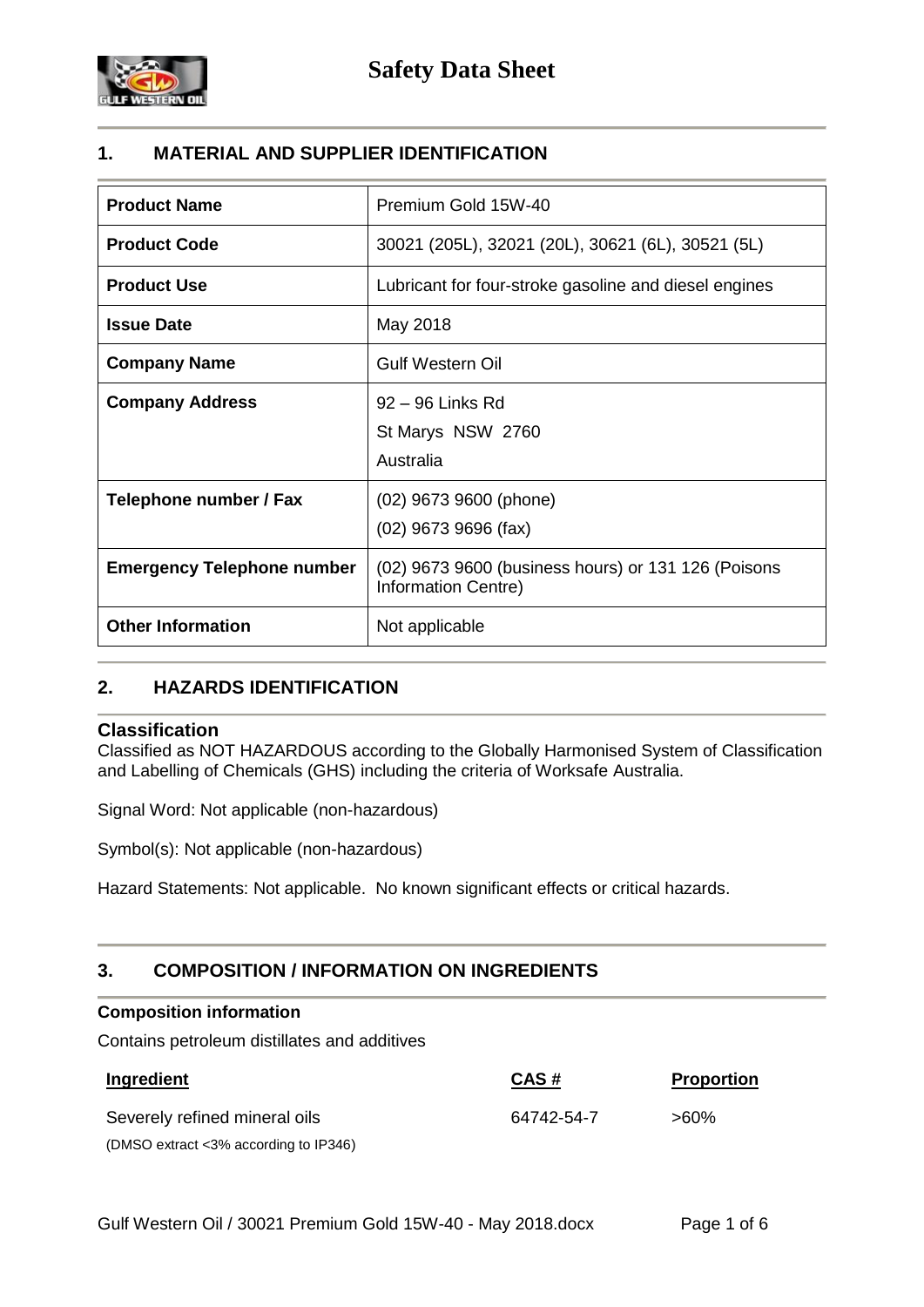# Safety Data Sheet

## 1. MATERIAL AND SUPPLIER IDENTIFICATION

| | |
|---|---|
| **Product Name** | Premium Gold 15W-40 |
| **Product Code** | 30021 (205L), 32021 (20L), 30621 (6L), 30521 (5L) |
| **Product Use** | Lubricant for four-stroke gasoline and diesel engines |
| **Issue Date** | May 2018 |
| **Company Name** | Gulf Western Oil |
| **Company Address** | 92 – 96 Links Rd<br>St Marys NSW 2760<br>Australia |
| **Telephone number / Fax** | (02) 9673 9600 (phone)<br>(02) 9673 9696 (fax) |
| **Emergency Telephone number** | (02) 9673 9600 (business hours) or 131 126 (Poisons Information Centre) |
| **Other Information** | Not applicable |

## 2. HAZARDS IDENTIFICATION

### Classification

Classified as NOT HAZARDOUS according to the Globally Harmonised System of Classification and Labelling of Chemicals (GHS) including the criteria of Worksafe Australia.

Signal Word: Not applicable (non-hazardous)

Symbol(s): Not applicable (non-hazardous)

Hazard Statements: Not applicable. No known significant effects or critical hazards.

## 3. COMPOSITION / INFORMATION ON INGREDIENTS

**Composition information**

Contains petroleum distillates and additives

| Ingredient | CAS # | Proportion |
|---|---|---|
| Severely refined mineral oils<br>(DMSO extract <3% according to IP346) | 64742-54-7 | >60% |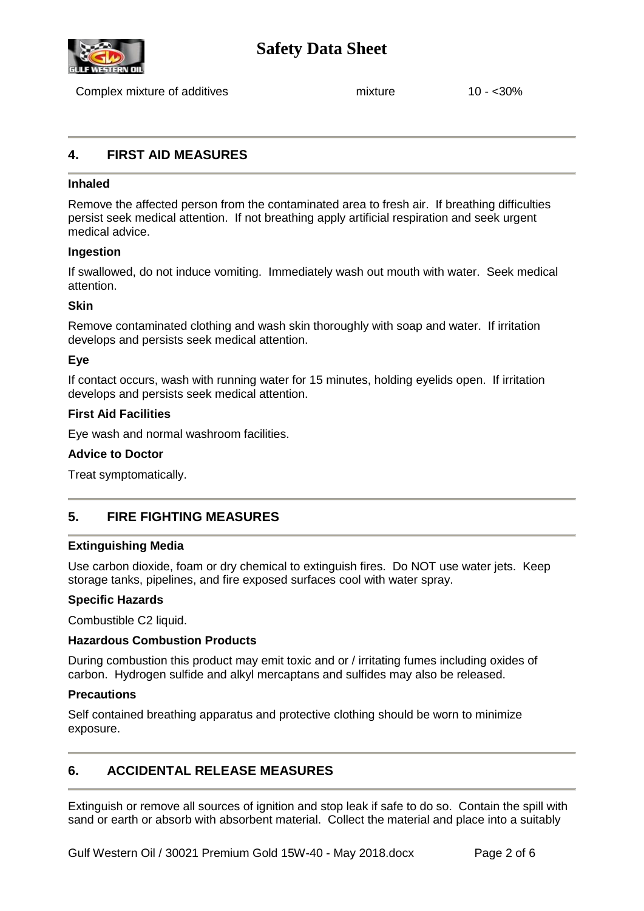| Complex mixture of additives | mixture | 10 - <30% |
|---|---|---|

## 4. FIRST AID MEASURES

### Inhaled

Remove the affected person from the contaminated area to fresh air. If breathing difficulties persist seek medical attention. If not breathing apply artificial respiration and seek urgent medical advice.

### Ingestion

If swallowed, do not induce vomiting. Immediately wash out mouth with water. Seek medical attention.

### Skin

Remove contaminated clothing and wash skin thoroughly with soap and water. If irritation develops and persists seek medical attention.

### Eye

If contact occurs, wash with running water for 15 minutes, holding eyelids open. If irritation develops and persists seek medical attention.

### First Aid Facilities

Eye wash and normal washroom facilities.

### Advice to Doctor

Treat symptomatically.

## 5. FIRE FIGHTING MEASURES

### Extinguishing Media

Use carbon dioxide, foam or dry chemical to extinguish fires. Do NOT use water jets. Keep storage tanks, pipelines, and fire exposed surfaces cool with water spray.

### Specific Hazards

Combustible C2 liquid.

### Hazardous Combustion Products

During combustion this product may emit toxic and or / irritating fumes including oxides of carbon. Hydrogen sulfide and alkyl mercaptans and sulfides may also be released.

### Precautions

Self contained breathing apparatus and protective clothing should be worn to minimize exposure.

## 6. ACCIDENTAL RELEASE MEASURES

Extinguish or remove all sources of ignition and stop leak if safe to do so. Contain the spill with sand or earth or absorb with absorbent material. Collect the material and place into a suitably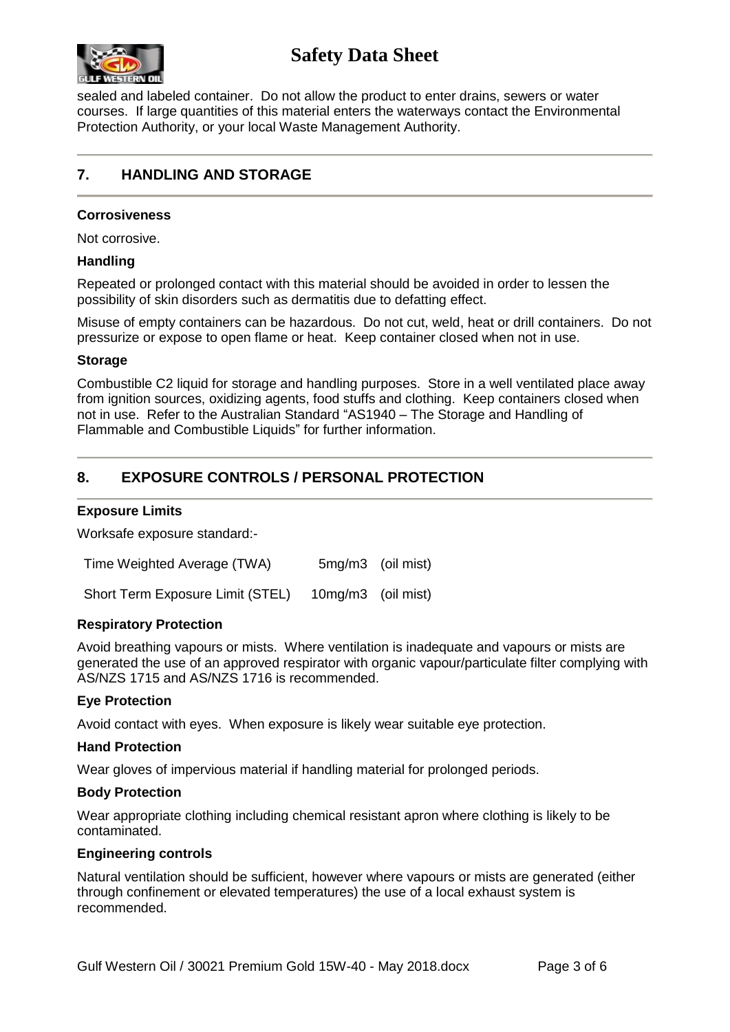sealed and labeled container. Do not allow the product to enter drains, sewers or water courses. If large quantities of this material enters the waterways contact the Environmental Protection Authority, or your local Waste Management Authority.

## 7. HANDLING AND STORAGE

**Corrosiveness**

Not corrosive.

**Handling**

Repeated or prolonged contact with this material should be avoided in order to lessen the possibility of skin disorders such as dermatitis due to defatting effect.

Misuse of empty containers can be hazardous. Do not cut, weld, heat or drill containers. Do not pressurize or expose to open flame or heat. Keep container closed when not in use.

**Storage**

Combustible C2 liquid for storage and handling purposes. Store in a well ventilated place away from ignition sources, oxidizing agents, food stuffs and clothing. Keep containers closed when not in use. Refer to the Australian Standard "AS1940 – The Storage and Handling of Flammable and Combustible Liquids" for further information.

## 8. EXPOSURE CONTROLS / PERSONAL PROTECTION

**Exposure Limits**

Worksafe exposure standard:-

| | | |
|---|---|---|
| Time Weighted Average (TWA) | 5mg/m3 | (oil mist) |
| Short Term Exposure Limit (STEL) | 10mg/m3 | (oil mist) |

**Respiratory Protection**

Avoid breathing vapours or mists. Where ventilation is inadequate and vapours or mists are generated the use of an approved respirator with organic vapour/particulate filter complying with AS/NZS 1715 and AS/NZS 1716 is recommended.

**Eye Protection**

Avoid contact with eyes. When exposure is likely wear suitable eye protection.

**Hand Protection**

Wear gloves of impervious material if handling material for prolonged periods.

**Body Protection**

Wear appropriate clothing including chemical resistant apron where clothing is likely to be contaminated.

**Engineering controls**

Natural ventilation should be sufficient, however where vapours or mists are generated (either through confinement or elevated temperatures) the use of a local exhaust system is recommended.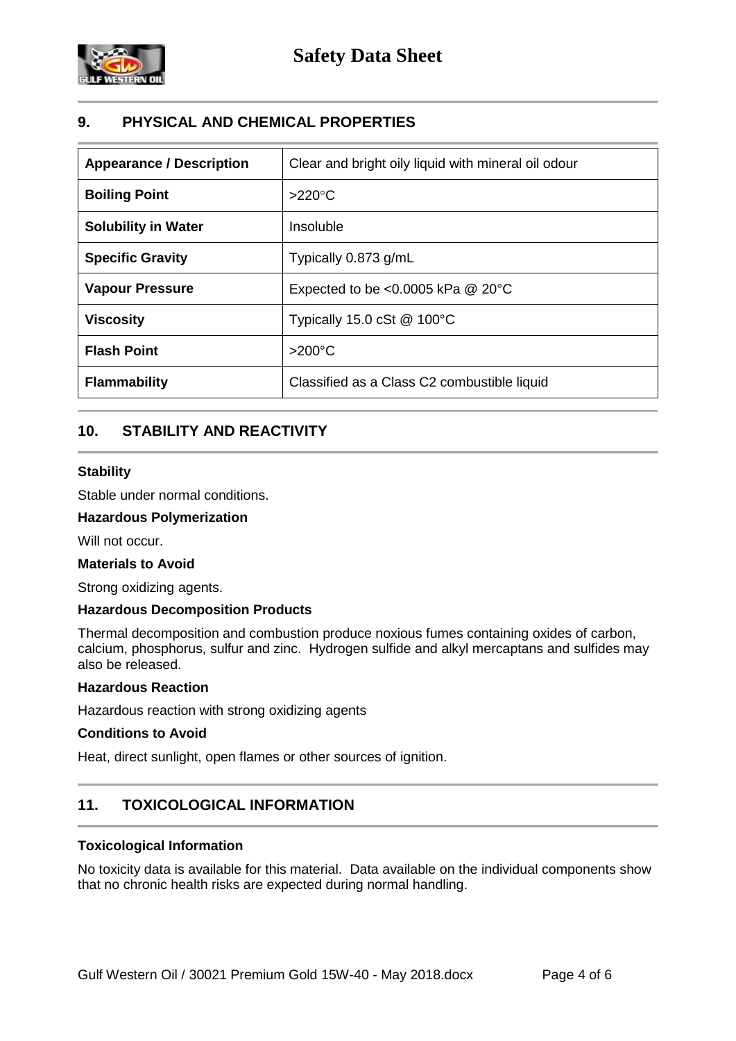## 9. PHYSICAL AND CHEMICAL PROPERTIES

| Appearance / Description | Clear and bright oily liquid with mineral oil odour |
|---|---|
| **Boiling Point** | >220°C |
| **Solubility in Water** | Insoluble |
| **Specific Gravity** | Typically 0.873 g/mL |
| **Vapour Pressure** | Expected to be <0.0005 kPa @ 20°C |
| **Viscosity** | Typically 15.0 cSt @ 100°C |
| **Flash Point** | >200°C |
| **Flammability** | Classified as a Class C2 combustible liquid |

## 10. STABILITY AND REACTIVITY

**Stability**

Stable under normal conditions.

**Hazardous Polymerization**

Will not occur.

**Materials to Avoid**

Strong oxidizing agents.

**Hazardous Decomposition Products**

Thermal decomposition and combustion produce noxious fumes containing oxides of carbon, calcium, phosphorus, sulfur and zinc. Hydrogen sulfide and alkyl mercaptans and sulfides may also be released.

**Hazardous Reaction**

Hazardous reaction with strong oxidizing agents

**Conditions to Avoid**

Heat, direct sunlight, open flames or other sources of ignition.

## 11. TOXICOLOGICAL INFORMATION

**Toxicological Information**

No toxicity data is available for this material. Data available on the individual components show that no chronic health risks are expected during normal handling.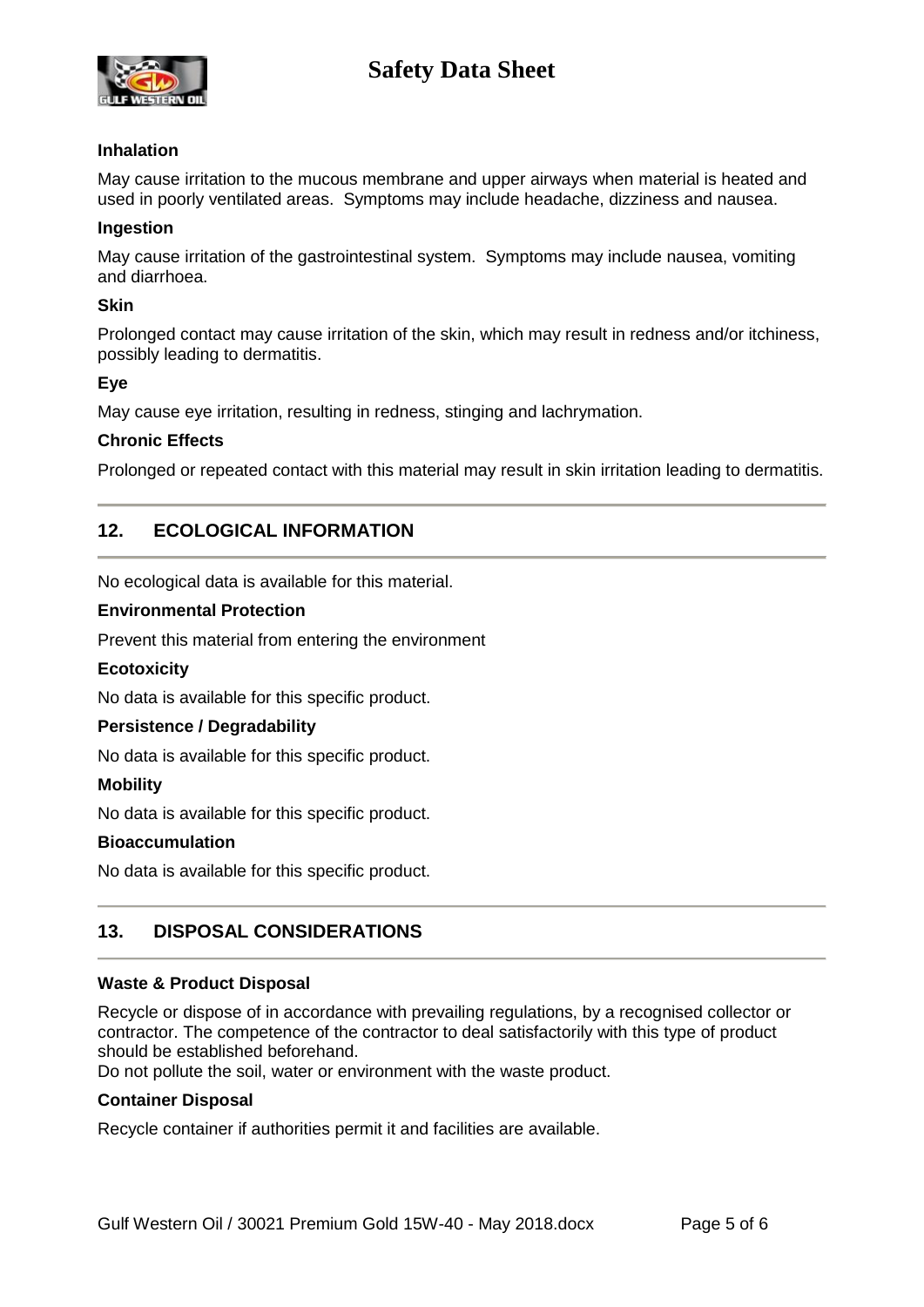**Inhalation**

May cause irritation to the mucous membrane and upper airways when material is heated and used in poorly ventilated areas. Symptoms may include headache, dizziness and nausea.

**Ingestion**

May cause irritation of the gastrointestinal system. Symptoms may include nausea, vomiting and diarrhoea.

**Skin**

Prolonged contact may cause irritation of the skin, which may result in redness and/or itchiness, possibly leading to dermatitis.

**Eye**

May cause eye irritation, resulting in redness, stinging and lachrymation.

**Chronic Effects**

Prolonged or repeated contact with this material may result in skin irritation leading to dermatitis.

## 12. ECOLOGICAL INFORMATION

No ecological data is available for this material.

**Environmental Protection**

Prevent this material from entering the environment

**Ecotoxicity**

No data is available for this specific product.

**Persistence / Degradability**

No data is available for this specific product.

**Mobility**

No data is available for this specific product.

**Bioaccumulation**

No data is available for this specific product.

## 13. DISPOSAL CONSIDERATIONS

**Waste & Product Disposal**

Recycle or dispose of in accordance with prevailing regulations, by a recognised collector or contractor. The competence of the contractor to deal satisfactorily with this type of product should be established beforehand.
Do not pollute the soil, water or environment with the waste product.

**Container Disposal**

Recycle container if authorities permit it and facilities are available.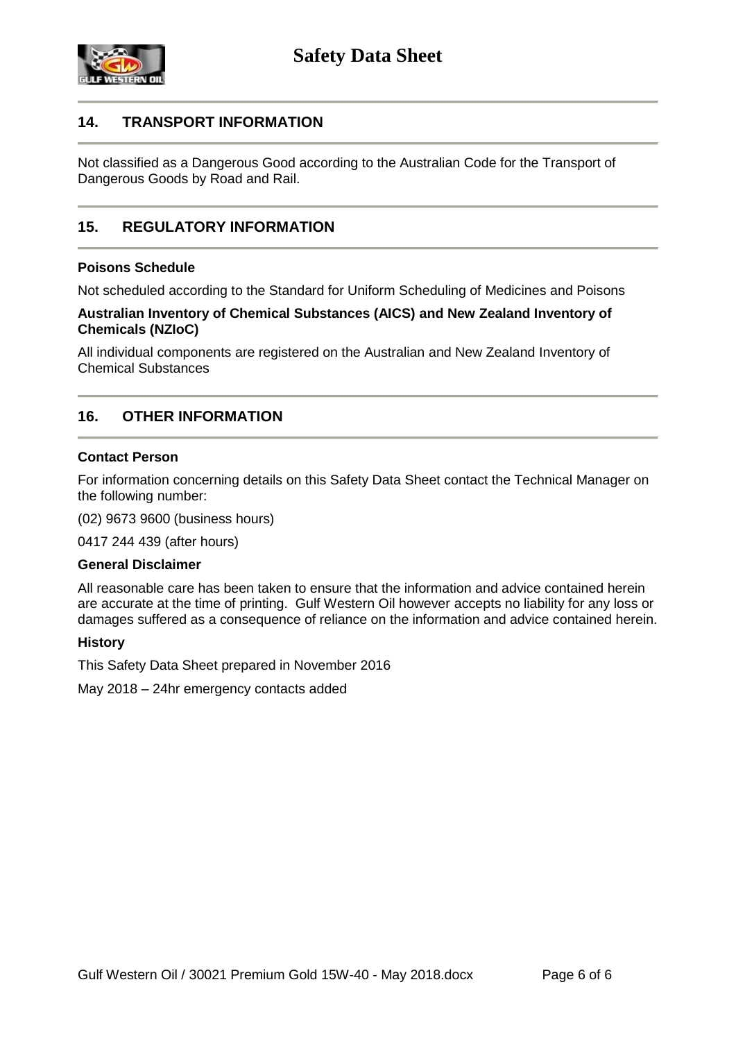## 14. TRANSPORT INFORMATION

Not classified as a Dangerous Good according to the Australian Code for the Transport of Dangerous Goods by Road and Rail.

## 15. REGULATORY INFORMATION

**Poisons Schedule**

Not scheduled according to the Standard for Uniform Scheduling of Medicines and Poisons

**Australian Inventory of Chemical Substances (AICS) and New Zealand Inventory of Chemicals (NZIoC)**

All individual components are registered on the Australian and New Zealand Inventory of Chemical Substances

## 16. OTHER INFORMATION

**Contact Person**

For information concerning details on this Safety Data Sheet contact the Technical Manager on the following number:

(02) 9673 9600 (business hours)

0417 244 439 (after hours)

**General Disclaimer**

All reasonable care has been taken to ensure that the information and advice contained herein are accurate at the time of printing. Gulf Western Oil however accepts no liability for any loss or damages suffered as a consequence of reliance on the information and advice contained herein.

**History**

This Safety Data Sheet prepared in November 2016

May 2018 – 24hr emergency contacts added